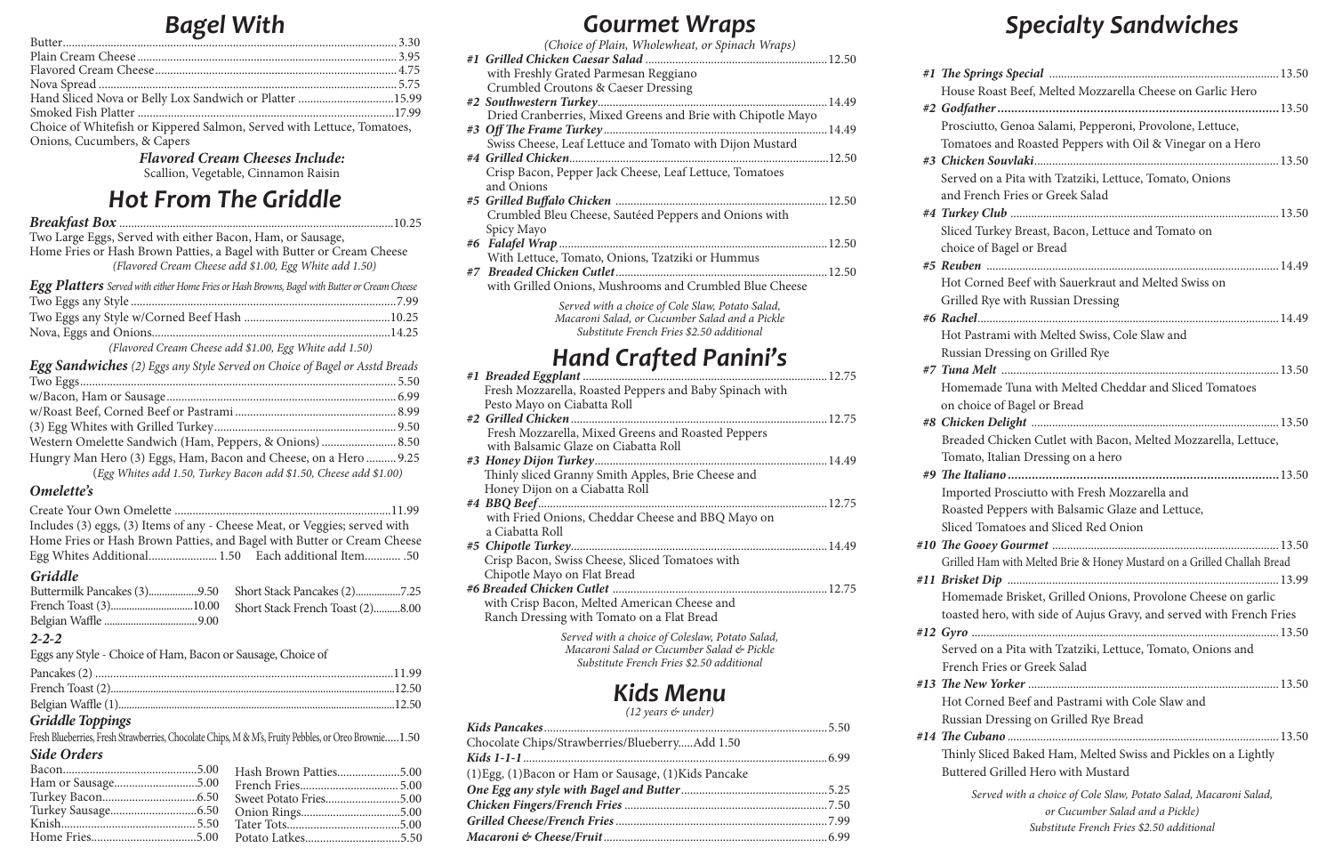# Bagel With

| Item | Price |
|---|---|
| Butter | 3.30 |
| Plain Cream Cheese | 3.95 |
| Flavored Cream Cheese | 4.75 |
| Nova Spread | 5.75 |
| Hand Sliced Nova or Belly Lox Sandwich or Platter | 15.99 |
| Smoked Fish Platter | 17.99 |

Choice of Whitefish or Kippered Salmon, Served with Lettuce, Tomatoes, Onions, Cucumbers, & Capers

***Flavored Cream Cheeses Include:***
Scallion, Vegetable, Cinnamon Raisin

# Hot From The Griddle

***Breakfast Box*** .......... 10.25
Two Large Eggs, Served with either Bacon, Ham, or Sausage, Home Fries or Hash Brown Patties, a Bagel with Butter or Cream Cheese
*(Flavored Cream Cheese add $1.00, Egg White add 1.50)*

***Egg Platters*** *Served with either Home Fries or Hash Browns, Bagel with Butter or Cream Cheese*

| Item | Price |
|---|---|
| Two Eggs any Style | 7.99 |
| Two Eggs any Style w/Corned Beef Hash | 10.25 |
| Nova, Eggs and Onions | 14.25 |

*(Flavored Cream Cheese add $1.00, Egg White add 1.50)*

***Egg Sandwiches*** *(2) Eggs any Style Served on Choice of Bagel or Asstd Breads*

| Item | Price |
|---|---|
| Two Eggs | 5.50 |
| w/Bacon, Ham or Sausage | 6.99 |
| w/Roast Beef, Corned Beef or Pastrami | 8.99 |
| (3) Egg Whites with Grilled Turkey | 9.50 |
| Western Omelette Sandwich (Ham, Peppers, & Onions) | 8.50 |
| Hungry Man Hero (3) Eggs, Ham, Bacon and Cheese, on a Hero | 9.25 |

(*Egg Whites add 1.50, Turkey Bacon add $1.50, Cheese add $1.00)*

### *Omelette's*

Create Your Own Omelette .......... 11.99
Includes (3) eggs, (3) Items of any - Cheese Meat, or Veggies; served with Home Fries or Hash Brown Patties, and Bagel with Butter or Cream Cheese
Egg Whites Additional .......... 1.50 Each additional Item .......... .50

### *Griddle*

| Item | Price |
|---|---|
| Buttermilk Pancakes (3) | 9.50 |
| French Toast (3) | 10.00 |
| Belgian Waffle | 9.00 |
| Short Stack Pancakes (2) | 7.25 |
| Short Stack French Toast (2) | 8.00 |

### *2-2-2*

Eggs any Style - Choice of Ham, Bacon or Sausage, Choice of

| Item | Price |
|---|---|
| Pancakes (2) | 11.99 |
| French Toast (2) | 12.50 |
| Belgian Waffle (1) | 12.50 |

### *Griddle Toppings*

Fresh Blueberries, Fresh Strawberries, Chocolate Chips, M & M's, Fruity Pebbles, or Oreo Brownie..... 1.50

### *Side Orders*

| Item | Price |
|---|---|
| Bacon | 5.00 |
| Ham or Sausage | 5.00 |
| Turkey Bacon | 6.50 |
| Turkey Sausage | 6.50 |
| Knish | 5.50 |
| Home Fries | 5.00 |
| Hash Brown Patties | 5.00 |
| French Fries | 5.00 |
| Sweet Potato Fries | 5.00 |
| Onion Rings | 5.00 |
| Tater Tots | 5.00 |
| Potato Latkes | 5.50 |

# Gourmet Wraps

*(Choice of Plain, Wholewheat, or Spinach Wraps)*

***#1 Grilled Chicken Caesar Salad*** .......... 12.50
with Freshly Grated Parmesan Reggiano Crumbled Croutons & Caeser Dressing

***#2 Southwestern Turkey*** .......... 14.49
Dried Cranberries, Mixed Greens and Brie with Chipotle Mayo

***#3 Off The Frame Turkey*** .......... 14.49
Swiss Cheese, Leaf Lettuce and Tomato with Dijon Mustard

***#4 Grilled Chicken*** .......... 12.50
Crisp Bacon, Pepper Jack Cheese, Leaf Lettuce, Tomatoes and Onions

***#5 Grilled Buffalo Chicken*** .......... 12.50
Crumbled Bleu Cheese, Sautéed Peppers and Onions with Spicy Mayo

***#6 Falafel Wrap*** .......... 12.50
With Lettuce, Tomato, Onions, Tzatziki or Hummus

***#7 Breaded Chicken Cutlet*** .......... 12.50
with Grilled Onions, Mushrooms and Crumbled Blue Cheese

*Served with a choice of Cole Slaw, Potato Salad, Macaroni Salad, or Cucumber Salad and a Pickle*
*Substitute French Fries $2.50 additional*

# Hand Crafted Panini's

***#1 Breaded Eggplant*** .......... 12.75
Fresh Mozzarella, Roasted Peppers and Baby Spinach with Pesto Mayo on Ciabatta Roll

***#2 Grilled Chicken*** .......... 12.75
Fresh Mozzarella, Mixed Greens and Roasted Peppers with Balsamic Glaze on Ciabatta Roll

***#3 Honey Dijon Turkey*** .......... 14.49
Thinly sliced Granny Smith Apples, Brie Cheese and Honey Dijon on a Ciabatta Roll

***#4 BBQ Beef*** .......... 12.75
with Fried Onions, Cheddar Cheese and BBQ Mayo on a Ciabatta Roll

***#5 Chipotle Turkey*** .......... 14.49
Crisp Bacon, Swiss Cheese, Sliced Tomatoes with Chipotle Mayo on Flat Bread

***#6 Breaded Chicken Cutlet*** .......... 12.75
with Crisp Bacon, Melted American Cheese and Ranch Dressing with Tomato on a Flat Bread

*Served with a choice of Coleslaw, Potato Salad, Macaroni Salad or Cucumber Salad & Pickle*
*Substitute French Fries $2.50 additional*

# Kids Menu

*(12 years & under)*

***Kids Pancakes*** .......... 5.50
Chocolate Chips/Strawberries/Blueberry.....Add 1.50

***Kids 1-1-1*** .......... 6.99
(1)Egg, (1)Bacon or Ham or Sausage, (1)Kids Pancake

***One Egg any style with Bagel and Butter*** .......... 5.25

***Chicken Fingers/French Fries*** .......... 7.50

***Grilled Cheese/French Fries*** .......... 7.99

***Macaroni & Cheese/Fruit*** .......... 6.99

# Specialty Sandwiches

***#1 The Springs Special*** .......... 13.50
House Roast Beef, Melted Mozzarella Cheese on Garlic Hero

***#2 Godfather*** .......... 13.50
Prosciutto, Genoa Salami, Pepperoni, Provolone, Lettuce, Tomatoes and Roasted Peppers with Oil & Vinegar on a Hero

***#3 Chicken Souvlaki*** .......... 13.50
Served on a Pita with Tzatziki, Lettuce, Tomato, Onions and French Fries or Greek Salad

***#4 Turkey Club*** .......... 13.50
Sliced Turkey Breast, Bacon, Lettuce and Tomato on choice of Bagel or Bread

***#5 Reuben*** .......... 14.49
Hot Corned Beef with Sauerkraut and Melted Swiss on Grilled Rye with Russian Dressing

***#6 Rachel*** .......... 14.49
Hot Pastrami with Melted Swiss, Cole Slaw and Russian Dressing on Grilled Rye

***#7 Tuna Melt*** .......... 13.50
Homemade Tuna with Melted Cheddar and Sliced Tomatoes on choice of Bagel or Bread

***#8 Chicken Delight*** .......... 13.50
Breaded Chicken Cutlet with Bacon, Melted Mozzarella, Lettuce, Tomato, Italian Dressing on a hero

***#9 The Italiano*** .......... 13.50
Imported Prosciutto with Fresh Mozzarella and Roasted Peppers with Balsamic Glaze and Lettuce, Sliced Tomatoes and Sliced Red Onion

***#10 The Gooey Gourmet*** .......... 13.50
Grilled Ham with Melted Brie & Honey Mustard on a Grilled Challah Bread

***#11 Brisket Dip*** .......... 13.99
Homemade Brisket, Grilled Onions, Provolone Cheese on garlic toasted hero, with side of Aujus Gravy, and served with French Fries

***#12 Gyro*** .......... 13.50
Served on a Pita with Tzatziki, Lettuce, Tomato, Onions and French Fries or Greek Salad

***#13 The New Yorker*** .......... 13.50
Hot Corned Beef and Pastrami with Cole Slaw and Russian Dressing on Grilled Rye Bread

***#14 The Cubano*** .......... 13.50
Thinly Sliced Baked Ham, Melted Swiss and Pickles on a Lightly Buttered Grilled Hero with Mustard

*Served with a choice of Cole Slaw, Potato Salad, Macaroni Salad, or Cucumber Salad and a Pickle)*
*Substitute French Fries $2.50 additional*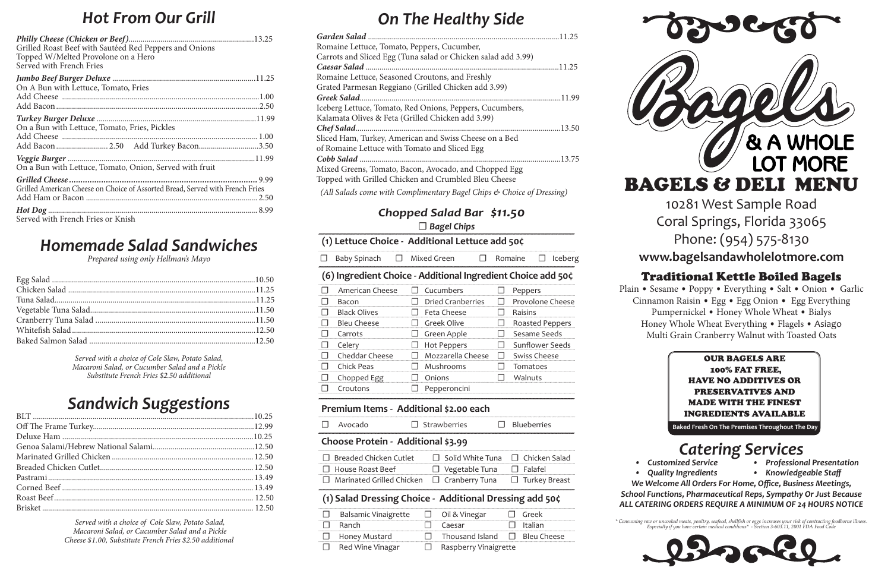## Hot From Our Grill

***Philly Cheese (Chicken or Beef)*** ....... 13.25
Grilled Roast Beef with Sautéed Red Peppers and Onions
Topped W/Melted Provolone on a Hero
Served with French Fries

***Jumbo Beef Burger Deluxe*** ....... 11.25
On A Bun with Lettuce, Tomato, Fries
Add Cheese ....... 1.00
Add Bacon ....... 2.50

***Turkey Burger Deluxe*** ....... 11.99
On a Bun with Lettuce, Tomato, Fries, Pickles
Add Cheese ....... 1.00
Add Bacon ....... 2.50 Add Turkey Bacon ....... 3.50

***Veggie Burger*** ....... 11.99
On a Bun with Lettuce, Tomato, Onion, Served with fruit

***Grilled Cheese*** ....... 9.99
Grilled American Cheese on Choice of Assorted Bread, Served with French Fries
Add Ham or Bacon ....... 2.50

***Hot Dog*** ....... 8.99
Served with French Fries or Knish

## Homemade Salad Sandwiches

*Prepared using only Hellman's Mayo*

| | |
|---|---|
| Egg Salad | 10.50 |
| Chicken Salad | 11.25 |
| Tuna Salad | 11.25 |
| Vegetable Tuna Salad | 11.50 |
| Cranberry Tuna Salad | 11.50 |
| Whitefish Salad | 12.50 |
| Baked Salmon Salad | 12.50 |

*Served with a choice of Cole Slaw, Potato Salad, Macaroni Salad, or Cucumber Salad and a Pickle Substitute French Fries $2.50 additional*

## Sandwich Suggestions

| | |
|---|---|
| BLT | 10.25 |
| Off The Frame Turkey | 12.99 |
| Deluxe Ham | 10.25 |
| Genoa Salami/Hebrew National Salami | 12.50 |
| Marinated Grilled Chicken | 12.50 |
| Breaded Chicken Cutlet | 12.50 |
| Pastrami | 13.49 |
| Corned Beef | 13.49 |
| Roast Beef | 12.50 |
| Brisket | 12.50 |

*Served with a choice of Cole Slaw, Potato Salad, Macaroni Salad, or Cucumber Salad and a Pickle Cheese $1.00, Substitute French Fries $2.50 additional*

## On The Healthy Side

***Garden Salad*** ....... 11.25
Romaine Lettuce, Tomato, Peppers, Cucumber,
Carrots and Sliced Egg (Tuna salad or Chicken salad add 3.99)

***Caesar Salad*** ....... 11.25
Romaine Lettuce, Seasoned Croutons, and Freshly
Grated Parmesan Reggiano (Grilled Chicken add 3.99)

***Greek Salad*** ....... 11.99
Iceberg Lettuce, Tomato, Red Onions, Peppers, Cucumbers,
Kalamata Olives & Feta (Grilled Chicken add 3.99)

***Chef Salad*** ....... 13.50
Sliced Ham, Turkey, American and Swiss Cheese on a Bed
of Romaine Lettuce with Tomato and Sliced Egg

***Cobb Salad*** ....... 13.75
Mixed Greens, Tomato, Bacon, Avocado, and Chopped Egg
Topped with Grilled Chicken and Crumbled Bleu Cheese

*(All Salads come with Complimentary Bagel Chips & Choice of Dressing)*

### Chopped Salad Bar $11.50

☐ *Bagel Chips*

**(1) Lettuce Choice - Additional Lettuce add 50¢**

☐ Baby Spinach ☐ Mixed Green ☐ Romaine ☐ Iceberg

**(6) Ingredient Choice - Additional Ingredient Choice add 50¢**

| | | |
|---|---|---|
| ☐ American Cheese | ☐ Cucumbers | ☐ Peppers |
| ☐ Bacon | ☐ Dried Cranberries | ☐ Provolone Cheese |
| ☐ Black Olives | ☐ Feta Cheese | ☐ Raisins |
| ☐ Bleu Cheese | ☐ Greek Olive | ☐ Roasted Peppers |
| ☐ Carrots | ☐ Green Apple | ☐ Sesame Seeds |
| ☐ Celery | ☐ Hot Peppers | ☐ Sunflower Seeds |
| ☐ Cheddar Cheese | ☐ Mozzarella Cheese | ☐ Swiss Cheese |
| ☐ Chick Peas | ☐ Mushrooms | ☐ Tomatoes |
| ☐ Chopped Egg | ☐ Onions | ☐ Walnuts |
| ☐ Croutons | ☐ Pepperoncini | |

**Premium Items - Additional $2.00 each**

☐ Avocado ☐ Strawberries ☐ Blueberries

**Choose Protein - Additional $3.99**

| | | |
|---|---|---|
| ☐ Breaded Chicken Cutlet | ☐ Solid White Tuna | ☐ Chicken Salad |
| ☐ House Roast Beef | ☐ Vegetable Tuna | ☐ Falafel |
| ☐ Marinated Grilled Chicken | ☐ Cranberry Tuna | ☐ Turkey Breast |

**(1) Salad Dressing Choice - Additional Dressing add 50¢**

| | | |
|---|---|---|
| ☐ Balsamic Vinaigrette | ☐ Oil & Vinegar | ☐ Greek |
| ☐ Ranch | ☐ Caesar | ☐ Italian |
| ☐ Honey Mustard | ☐ Thousand Island | ☐ Bleu Cheese |
| ☐ Red Wine Vinagar | ☐ Raspberry Vinaigrette | |

# Bagels & A Whole Lot More

# BAGELS & DELI MENU

10281 West Sample Road
Coral Springs, Florida 33065
Phone: (954) 575-8130
**www.bagelsandawholelotmore.com**

## Traditional Kettle Boiled Bagels

Plain • Sesame • Poppy • Everything • Salt • Onion • Garlic
Cinnamon Raisin • Egg • Egg Onion • Egg Everything
Pumpernickel • Honey Whole Wheat • Bialys
Honey Whole Wheat Everything • Flagels • Asiago
Multi Grain Cranberry Walnut with Toasted Oats

**OUR BAGELS ARE 100% FAT FREE, HAVE NO ADDITIVES OR PRESERVATIVES AND MADE WITH THE FINEST INGREDIENTS AVAILABLE**

**Baked Fresh On The Premises Throughout The Day**

## Catering Services

- *Customized Service*
- *Professional Presentation*
- *Quality Ingredients*
- *Knowledgeable Staff*

***We Welcome All Orders For Home, Office, Business Meetings, School Functions, Pharmaceutical Reps, Sympathy Or Just Because***
***ALL CATERING ORDERS REQUIRE A MINIMUM OF 24 HOURS NOTICE***

*\* Consuming raw or uncooked meats, poultry, seafood, shellfish or eggs increases your risk of contracting foodborne illness. Especially if you have certain medical conditions\* - Section 3-603.11, 2001 FDA Food Code*